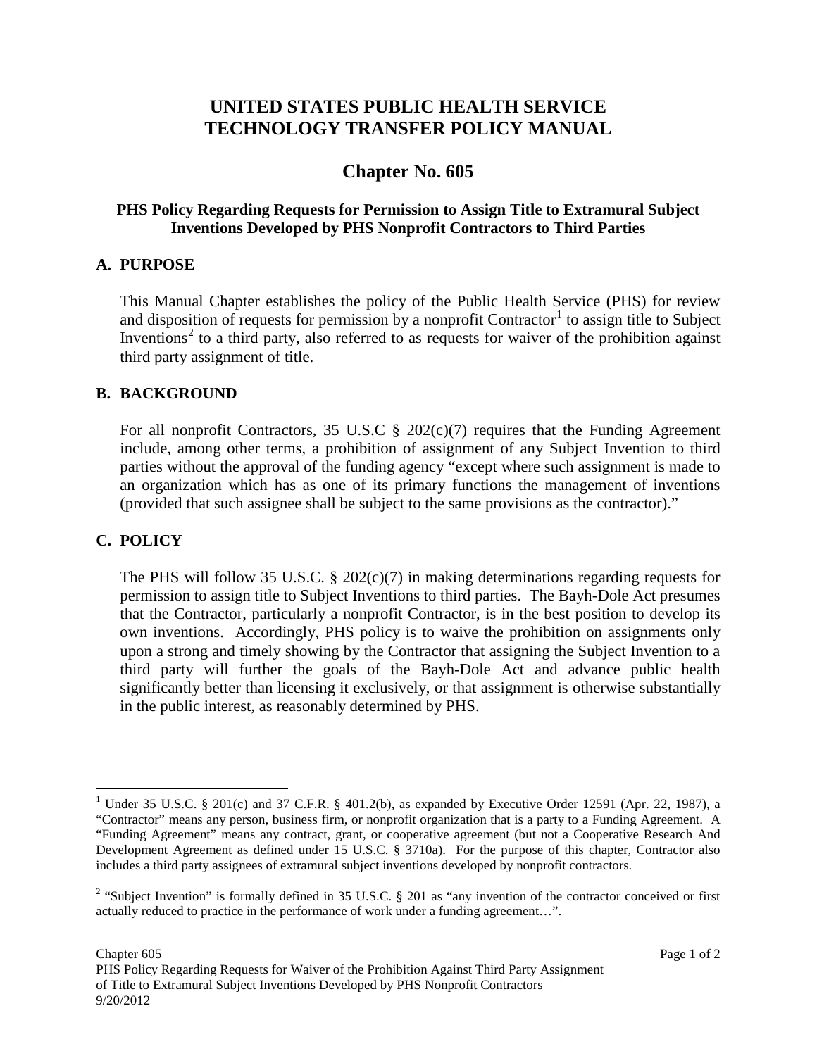# UNITED STATES PUBLIC HEALTH SERVICE TECHNOLOGY TRANSFER POLICY MANUAL

## Chapter No. 605

### PHS Policy Regarding Requests for Permission to Assign Title to Extramural Subject Inventions Developed by PHS Nonprofit Contractors to Third Parties

### A. PURPOSE

This Manual Chapter establishes the policy of the Public Health Service (PHS) for review and disposition of requests for permission by a nonprofit Contractor[1] to assign title to Subject Inventions[2] to a third party, also referred to as requests for waiver of the prohibition against third party assignment of title.

### B. BACKGROUND

For all nonprofit Contractors, 35 U.S.C § 202(c)(7) requires that the Funding Agreement include, among other terms, a prohibition of assignment of any Subject Invention to third parties without the approval of the funding agency "except where such assignment is made to an organization which has as one of its primary functions the management of inventions (provided that such assignee shall be subject to the same provisions as the contractor)."

### C. POLICY

The PHS will follow 35 U.S.C. § 202(c)(7) in making determinations regarding requests for permission to assign title to Subject Inventions to third parties. The Bayh-Dole Act presumes that the Contractor, particularly a nonprofit Contractor, is in the best position to develop its own inventions. Accordingly, PHS policy is to waive the prohibition on assignments only upon a strong and timely showing by the Contractor that assigning the Subject Invention to a third party will further the goals of the Bayh-Dole Act and advance public health significantly better than licensing it exclusively, or that assignment is otherwise substantially in the public interest, as reasonably determined by PHS.

---

[1] Under 35 U.S.C. § 201(c) and 37 C.F.R. § 401.2(b), as expanded by Executive Order 12591 (Apr. 22, 1987), a "Contractor" means any person, business firm, or nonprofit organization that is a party to a Funding Agreement. A "Funding Agreement" means any contract, grant, or cooperative agreement (but not a Cooperative Research And Development Agreement as defined under 15 U.S.C. § 3710a). For the purpose of this chapter, Contractor also includes a third party assignees of extramural subject inventions developed by nonprofit contractors.

[2] "Subject Invention" is formally defined in 35 U.S.C. § 201 as "any invention of the contractor conceived or first actually reduced to practice in the performance of work under a funding agreement…".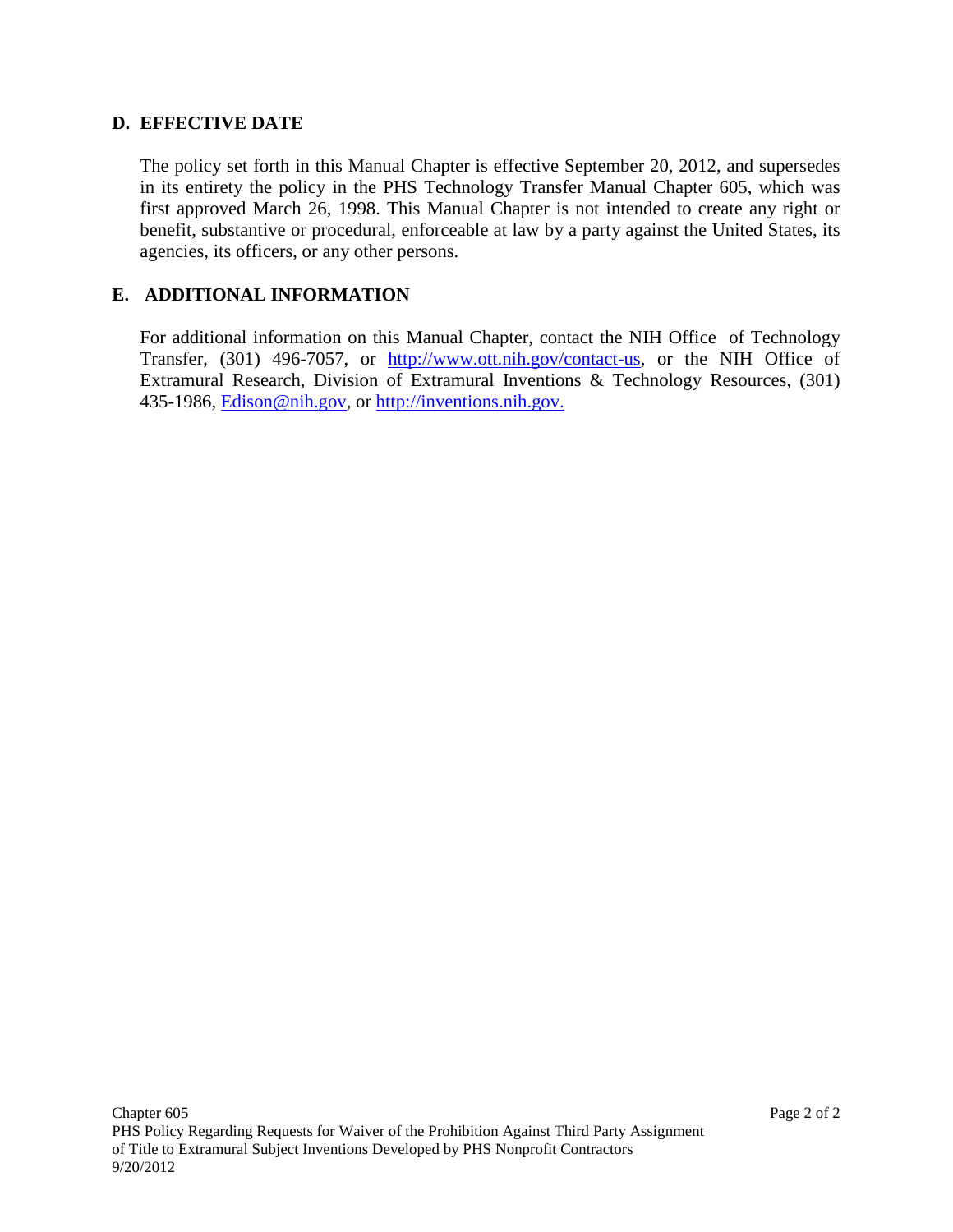## D. EFFECTIVE DATE

The policy set forth in this Manual Chapter is effective September 20, 2012, and supersedes in its entirety the policy in the PHS Technology Transfer Manual Chapter 605, which was first approved March 26, 1998. This Manual Chapter is not intended to create any right or benefit, substantive or procedural, enforceable at law by a party against the United States, its agencies, its officers, or any other persons.

## E. ADDITIONAL INFORMATION

For additional information on this Manual Chapter, contact the NIH Office of Technology Transfer, (301) 496-7057, or http://www.ott.nih.gov/contact-us, or the NIH Office of Extramural Research, Division of Extramural Inventions & Technology Resources, (301) 435-1986, Edison@nih.gov, or http://inventions.nih.gov.